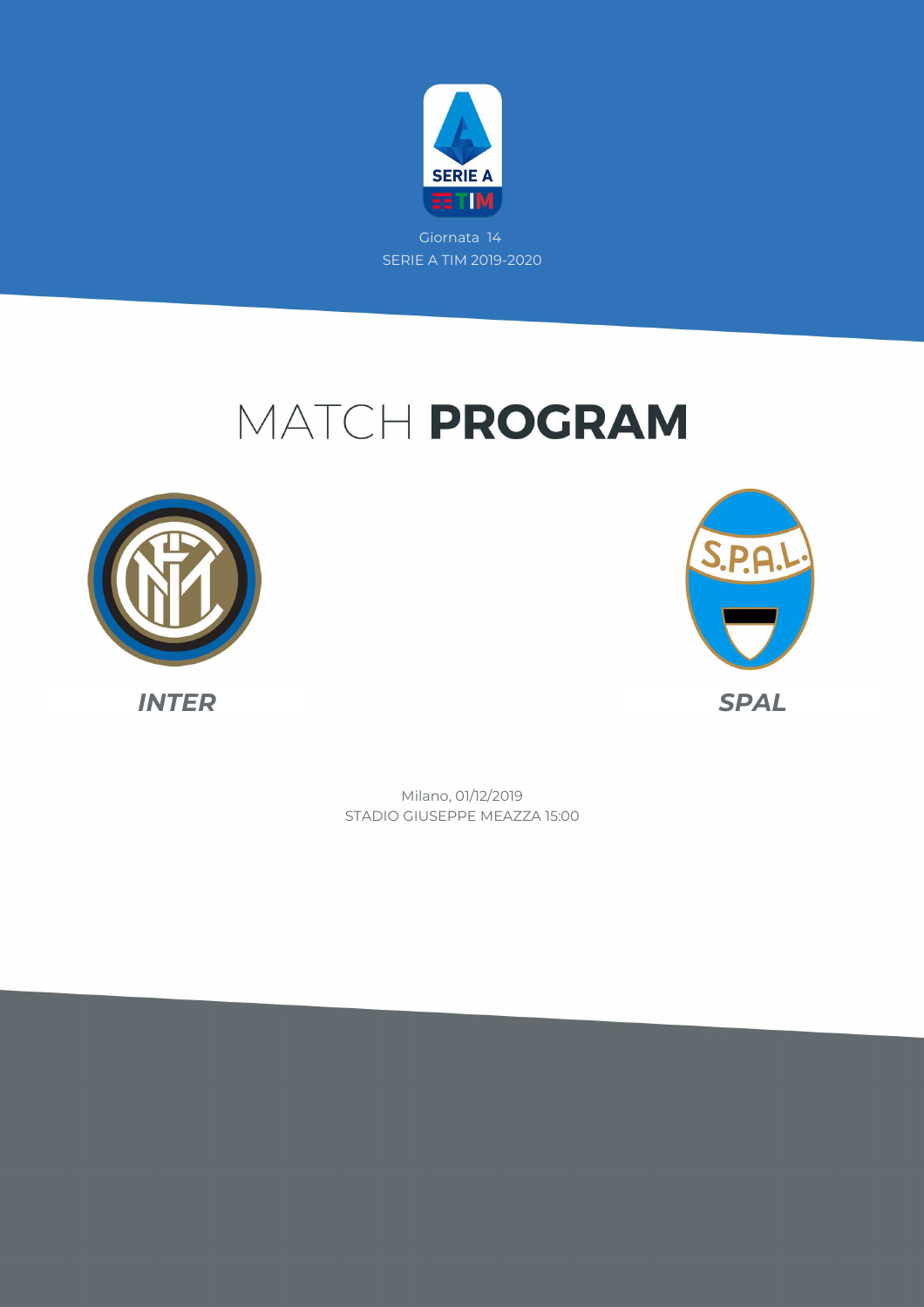Giornata 14

SERIE A TIM 2019-2020

# MATCH **PROGRAM**

**INTER**

**SPAL**

Milano, 01/12/2019

STADIO GIUSEPPE MEAZZA 15:00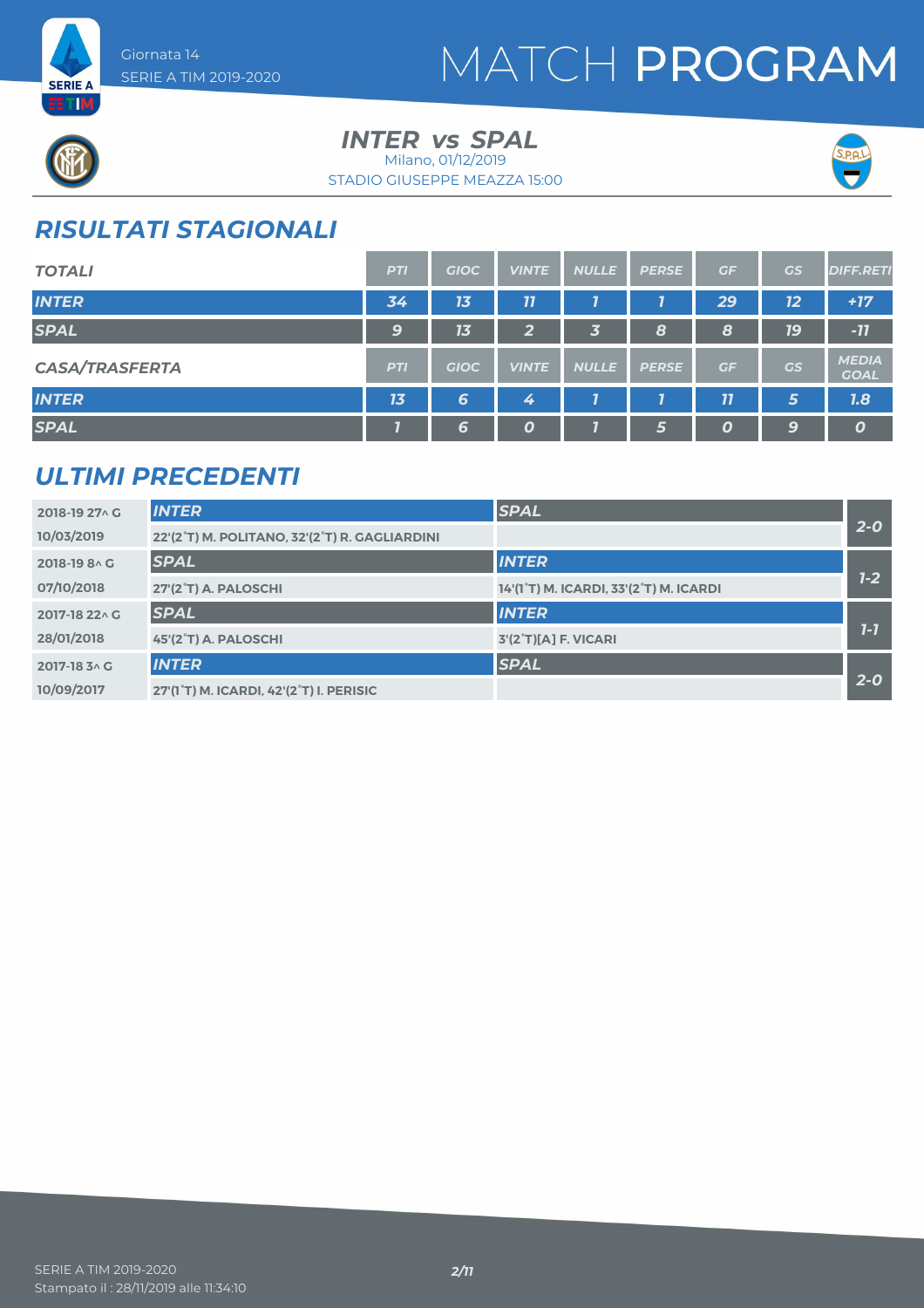Giornata 14
SERIE A TIM 2019-2020

# MATCH PROGRAM

## INTER vs SPAL

Milano, 01/12/2019
STADIO GIUSEPPE MEAZZA 15:00

## RISULTATI STAGIONALI

| TOTALI | PTI | GIOC | VINTE | NULLE | PERSE | GF | GS | DIFF.RETI |
|---|---|---|---|---|---|---|---|---|
| INTER | 34 | 13 | 11 | 1 | 1 | 29 | 12 | +17 |
| SPAL | 9 | 13 | 2 | 3 | 8 | 8 | 19 | -11 |

| CASA/TRASFERTA | PTI | GIOC | VINTE | NULLE | PERSE | GF | GS | MEDIA GOAL |
|---|---|---|---|---|---|---|---|---|
| INTER | 13 | 6 | 4 | 1 | 1 | 11 | 5 | 1.8 |
| SPAL | 1 | 6 | 0 | 1 | 5 | 0 | 9 | 0 |

## ULTIMI PRECEDENTI

| | | | |
|---|---|---|---|
| 2018-19 27^ G | INTER | SPAL | 2-0 |
| 10/03/2019 | 22'(2°T) M. POLITANO, 32'(2°T) R. GAGLIARDINI | | |
| 2018-19 8^ G | SPAL | INTER | 1-2 |
| 07/10/2018 | 27'(2°T) A. PALOSCHI | 14'(1°T) M. ICARDI, 33'(2°T) M. ICARDI | |
| 2017-18 22^ G | SPAL | INTER | 1-1 |
| 28/01/2018 | 45'(2°T) A. PALOSCHI | 3'(2°T)[A] F. VICARI | |
| 2017-18 3^ G | INTER | SPAL | 2-0 |
| 10/09/2017 | 27'(1°T) M. ICARDI, 42'(2°T) I. PERISIC | | |

SERIE A TIM 2019-2020
Stampato il : 28/11/2019 alle 11:34:10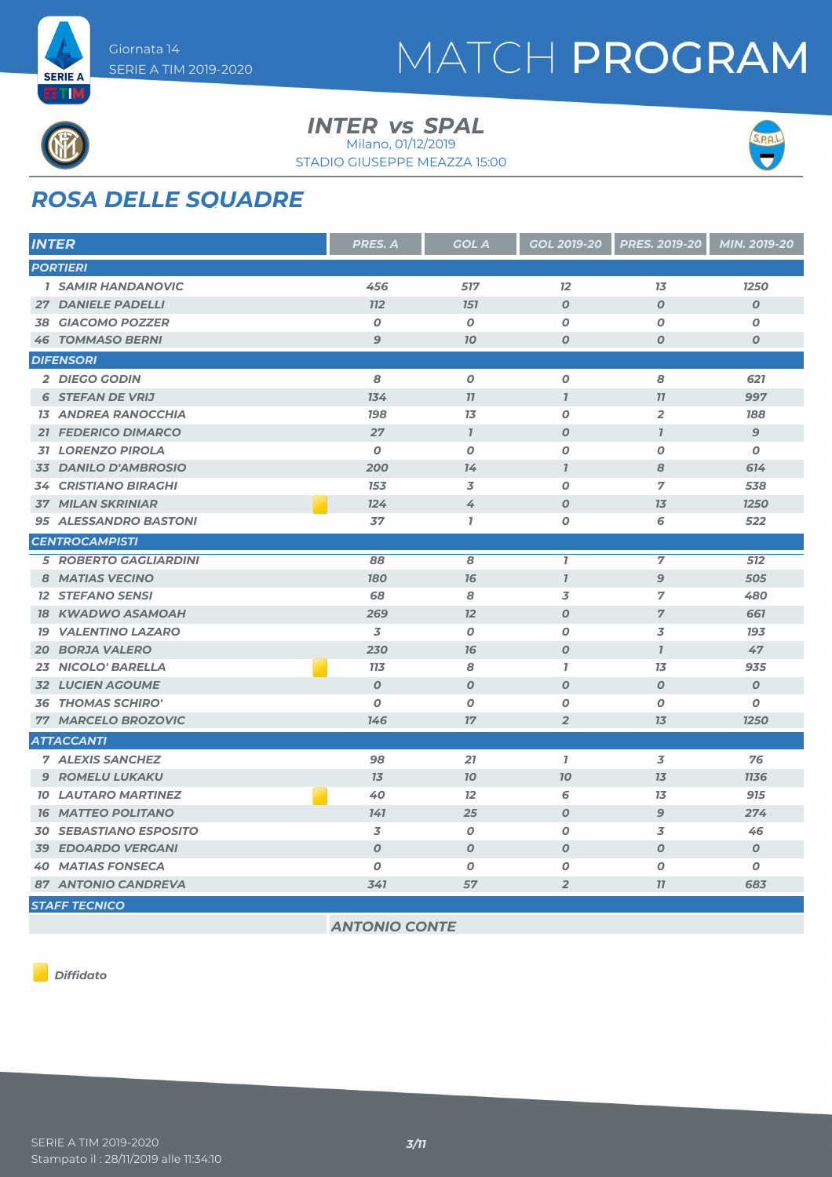Giornata 14
SERIE A TIM 2019-2020

# MATCH PROGRAM

## INTER vs SPAL

Milano, 01/12/2019
STADIO GIUSEPPE MEAZZA 15:00

## ROSA DELLE SQUADRE

| INTER | PRES. A | GOL A | GOL 2019-20 | PRES. 2019-20 | MIN. 2019-20 |
|---|---|---|---|---|---|
| **PORTIERI** | | | | | |
| 1 SAMIR HANDANOVIC | 456 | 517 | 12 | 13 | 1250 |
| 27 DANIELE PADELLI | 112 | 151 | 0 | 0 | 0 |
| 38 GIACOMO POZZER | 0 | 0 | 0 | 0 | 0 |
| 46 TOMMASO BERNI | 9 | 10 | 0 | 0 | 0 |
| **DIFENSORI** | | | | | |
| 2 DIEGO GODIN | 8 | 0 | 0 | 8 | 621 |
| 6 STEFAN DE VRIJ | 134 | 11 | 1 | 11 | 997 |
| 13 ANDREA RANOCCHIA | 198 | 13 | 0 | 2 | 188 |
| 21 FEDERICO DIMARCO | 27 | 1 | 0 | 1 | 9 |
| 31 LORENZO PIROLA | 0 | 0 | 0 | 0 | 0 |
| 33 DANILO D'AMBROSIO | 200 | 14 | 1 | 8 | 614 |
| 34 CRISTIANO BIRAGHI | 153 | 3 | 0 | 7 | 538 |
| 37 MILAN SKRINIAR (Diffidato) | 124 | 4 | 0 | 13 | 1250 |
| 95 ALESSANDRO BASTONI | 37 | 1 | 0 | 6 | 522 |
| **CENTROCAMPISTI** | | | | | |
| 5 ROBERTO GAGLIARDINI | 88 | 8 | 1 | 7 | 512 |
| 8 MATIAS VECINO | 180 | 16 | 1 | 9 | 505 |
| 12 STEFANO SENSI | 68 | 8 | 3 | 7 | 480 |
| 18 KWADWO ASAMOAH | 269 | 12 | 0 | 7 | 661 |
| 19 VALENTINO LAZARO | 3 | 0 | 0 | 3 | 193 |
| 20 BORJA VALERO | 230 | 16 | 0 | 1 | 47 |
| 23 NICOLO' BARELLA (Diffidato) | 113 | 8 | 1 | 13 | 935 |
| 32 LUCIEN AGOUME | 0 | 0 | 0 | 0 | 0 |
| 36 THOMAS SCHIRO' | 0 | 0 | 0 | 0 | 0 |
| 77 MARCELO BROZOVIC | 146 | 17 | 2 | 13 | 1250 |
| **ATTACCANTI** | | | | | |
| 7 ALEXIS SANCHEZ | 98 | 21 | 1 | 3 | 76 |
| 9 ROMELU LUKAKU | 13 | 10 | 10 | 13 | 1136 |
| 10 LAUTARO MARTINEZ (Diffidato) | 40 | 12 | 6 | 13 | 915 |
| 16 MATTEO POLITANO | 141 | 25 | 0 | 9 | 274 |
| 30 SEBASTIANO ESPOSITO | 3 | 0 | 0 | 3 | 46 |
| 39 EDOARDO VERGANI | 0 | 0 | 0 | 0 | 0 |
| 40 MATIAS FONSECA | 0 | 0 | 0 | 0 | 0 |
| 87 ANTONIO CANDREVA | 341 | 57 | 2 | 11 | 683 |
| **STAFF TECNICO** | | | | | |
| ANTONIO CONTE | | | | | |

Diffidato

Stampato il : 28/11/2019 alle 11:34:10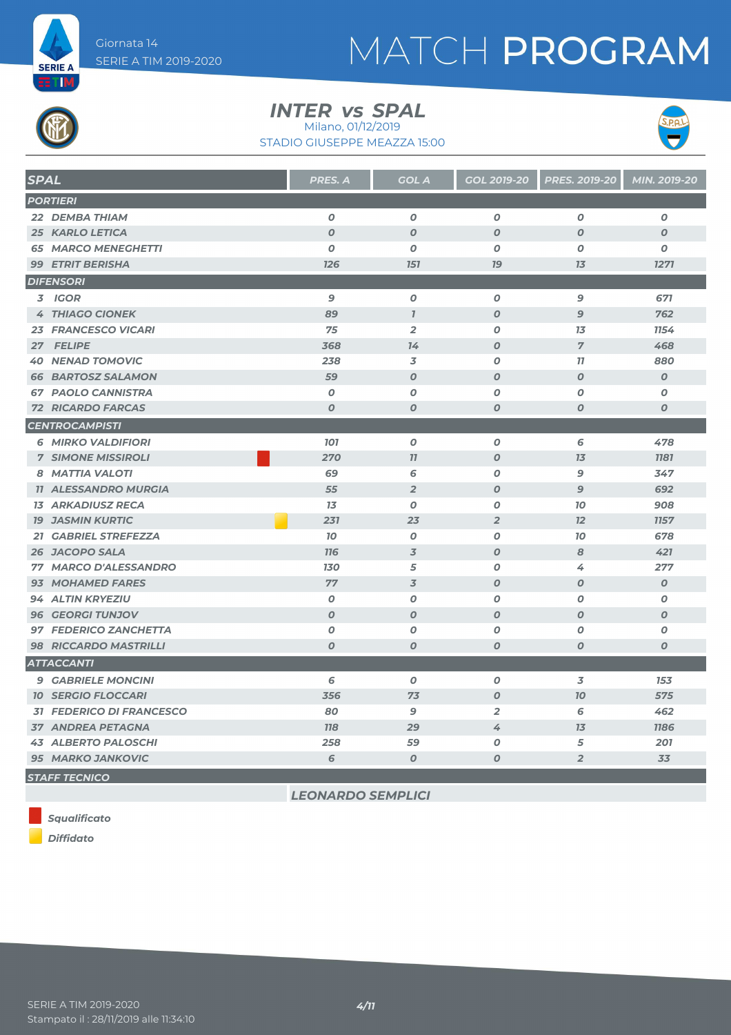# MATCH PROGRAM

Giornata 14
SERIE A TIM 2019-2020

## INTER vs SPAL

Milano, 01/12/2019
STADIO GIUSEPPE MEAZZA 15:00

| SPAL | | PRES. A | GOL A | GOL 2019-20 | PRES. 2019-20 | MIN. 2019-20 |
|---|---|---|---|---|---|---|
| **PORTIERI** | | | | | | |
| 22 | DEMBA THIAM | 0 | 0 | 0 | 0 | 0 |
| 25 | KARLO LETICA | 0 | 0 | 0 | 0 | 0 |
| 65 | MARCO MENEGHETTI | 0 | 0 | 0 | 0 | 0 |
| 99 | ETRIT BERISHA | 126 | 151 | 19 | 13 | 1271 |
| **DIFENSORI** | | | | | | |
| 3 | IGOR | 9 | 0 | 0 | 9 | 671 |
| 4 | THIAGO CIONEK | 89 | 1 | 0 | 9 | 762 |
| 23 | FRANCESCO VICARI | 75 | 2 | 0 | 13 | 1154 |
| 27 | FELIPE | 368 | 14 | 0 | 7 | 468 |
| 40 | NENAD TOMOVIC | 238 | 3 | 0 | 11 | 880 |
| 66 | BARTOSZ SALAMON | 59 | 0 | 0 | 0 | 0 |
| 67 | PAOLO CANNISTRA | 0 | 0 | 0 | 0 | 0 |
| 72 | RICARDO FARCAS | 0 | 0 | 0 | 0 | 0 |
| **CENTROCAMPISTI** | | | | | | |
| 6 | MIRKO VALDIFIORI | 101 | 0 | 0 | 6 | 478 |
| 7 | SIMONE MISSIROLI (Squalificato) | 270 | 11 | 0 | 13 | 1181 |
| 8 | MATTIA VALOTI | 69 | 6 | 0 | 9 | 347 |
| 11 | ALESSANDRO MURGIA | 55 | 2 | 0 | 9 | 692 |
| 13 | ARKADIUSZ RECA | 13 | 0 | 0 | 10 | 908 |
| 19 | JASMIN KURTIC (Diffidato) | 231 | 23 | 2 | 12 | 1157 |
| 21 | GABRIEL STREFEZZA | 10 | 0 | 0 | 10 | 678 |
| 26 | JACOPO SALA | 116 | 3 | 0 | 8 | 421 |
| 77 | MARCO D'ALESSANDRO | 130 | 5 | 0 | 4 | 277 |
| 93 | MOHAMED FARES | 77 | 3 | 0 | 0 | 0 |
| 94 | ALTIN KRYEZIU | 0 | 0 | 0 | 0 | 0 |
| 96 | GEORGI TUNJOV | 0 | 0 | 0 | 0 | 0 |
| 97 | FEDERICO ZANCHETTA | 0 | 0 | 0 | 0 | 0 |
| 98 | RICCARDO MASTRILLI | 0 | 0 | 0 | 0 | 0 |
| **ATTACCANTI** | | | | | | |
| 9 | GABRIELE MONCINI | 6 | 0 | 0 | 3 | 153 |
| 10 | SERGIO FLOCCARI | 356 | 73 | 0 | 10 | 575 |
| 31 | FEDERICO DI FRANCESCO | 80 | 9 | 2 | 6 | 462 |
| 37 | ANDREA PETAGNA | 118 | 29 | 4 | 13 | 1186 |
| 43 | ALBERTO PALOSCHI | 258 | 59 | 0 | 5 | 201 |
| 95 | MARKO JANKOVIC | 6 | 0 | 0 | 2 | 33 |

**STAFF TECNICO**

LEONARDO SEMPLICI

Squalificato
Diffidato

SERIE A TIM 2019-2020
Stampato il : 28/11/2019 alle 11:34:10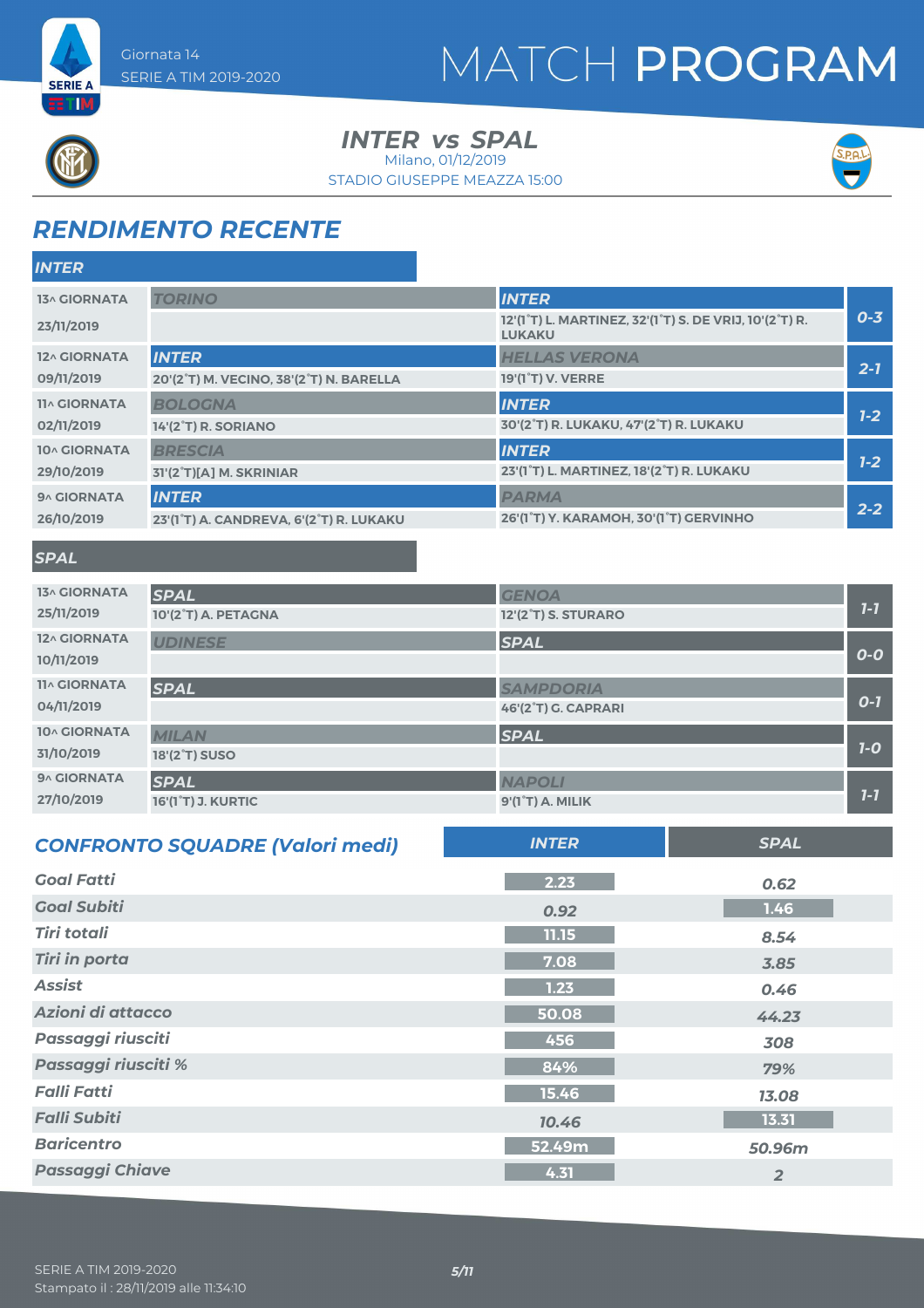Giornata 14
SERIE A TIM 2019-2020

# MATCH PROGRAM

## INTER vs SPAL

Milano, 01/12/2019
STADIO GIUSEPPE MEAZZA 15:00

## RENDIMENTO RECENTE

### INTER

| Giornata | Casa | Trasferta | Risultato |
|---|---|---|---|
| 13^ GIORNATA 23/11/2019 | TORINO | INTER: 12'(1°T) L. MARTINEZ, 32'(1°T) S. DE VRIJ, 10'(2°T) R. LUKAKU | 0-3 |
| 12^ GIORNATA 09/11/2019 | INTER: 20'(2°T) M. VECINO, 38'(2°T) N. BARELLA | HELLAS VERONA: 19'(1°T) V. VERRE | 2-1 |
| 11^ GIORNATA 02/11/2019 | BOLOGNA: 14'(2°T) R. SORIANO | INTER: 30'(2°T) R. LUKAKU, 47'(2°T) R. LUKAKU | 1-2 |
| 10^ GIORNATA 29/10/2019 | BRESCIA: 31'(2°T)[A] M. SKRINIAR | INTER: 23'(1°T) L. MARTINEZ, 18'(2°T) R. LUKAKU | 1-2 |
| 9^ GIORNATA 26/10/2019 | INTER: 23'(1°T) A. CANDREVA, 6'(2°T) R. LUKAKU | PARMA: 26'(1°T) Y. KARAMOH, 30'(1°T) GERVINHO | 2-2 |

### SPAL

| Giornata | Casa | Trasferta | Risultato |
|---|---|---|---|
| 13^ GIORNATA 25/11/2019 | SPAL: 10'(2°T) A. PETAGNA | GENOA: 12'(2°T) S. STURARO | 1-1 |
| 12^ GIORNATA 10/11/2019 | UDINESE | SPAL | 0-0 |
| 11^ GIORNATA 04/11/2019 | SPAL | SAMPDORIA: 46'(2°T) G. CAPRARI | 0-1 |
| 10^ GIORNATA 31/10/2019 | MILAN: 18'(2°T) SUSO | SPAL | 1-0 |
| 9^ GIORNATA 27/10/2019 | SPAL: 16'(1°T) J. KURTIC | NAPOLI: 9'(1°T) A. MILIK | 1-1 |

## CONFRONTO SQUADRE (Valori medi)

| | INTER | SPAL |
|---|---|---|
| Goal Fatti | 2.23 | 0.62 |
| Goal Subiti | 0.92 | 1.46 |
| Tiri totali | 11.15 | 8.54 |
| Tiri in porta | 7.08 | 3.85 |
| Assist | 1.23 | 0.46 |
| Azioni di attacco | 50.08 | 44.23 |
| Passaggi riusciti | 456 | 308 |
| Passaggi riusciti % | 84% | 79% |
| Falli Fatti | 15.46 | 13.08 |
| Falli Subiti | 10.46 | 13.31 |
| Baricentro | 52.49m | 50.96m |
| Passaggi Chiave | 4.31 | 2 |

Stampato il : 28/11/2019 alle 11:34:10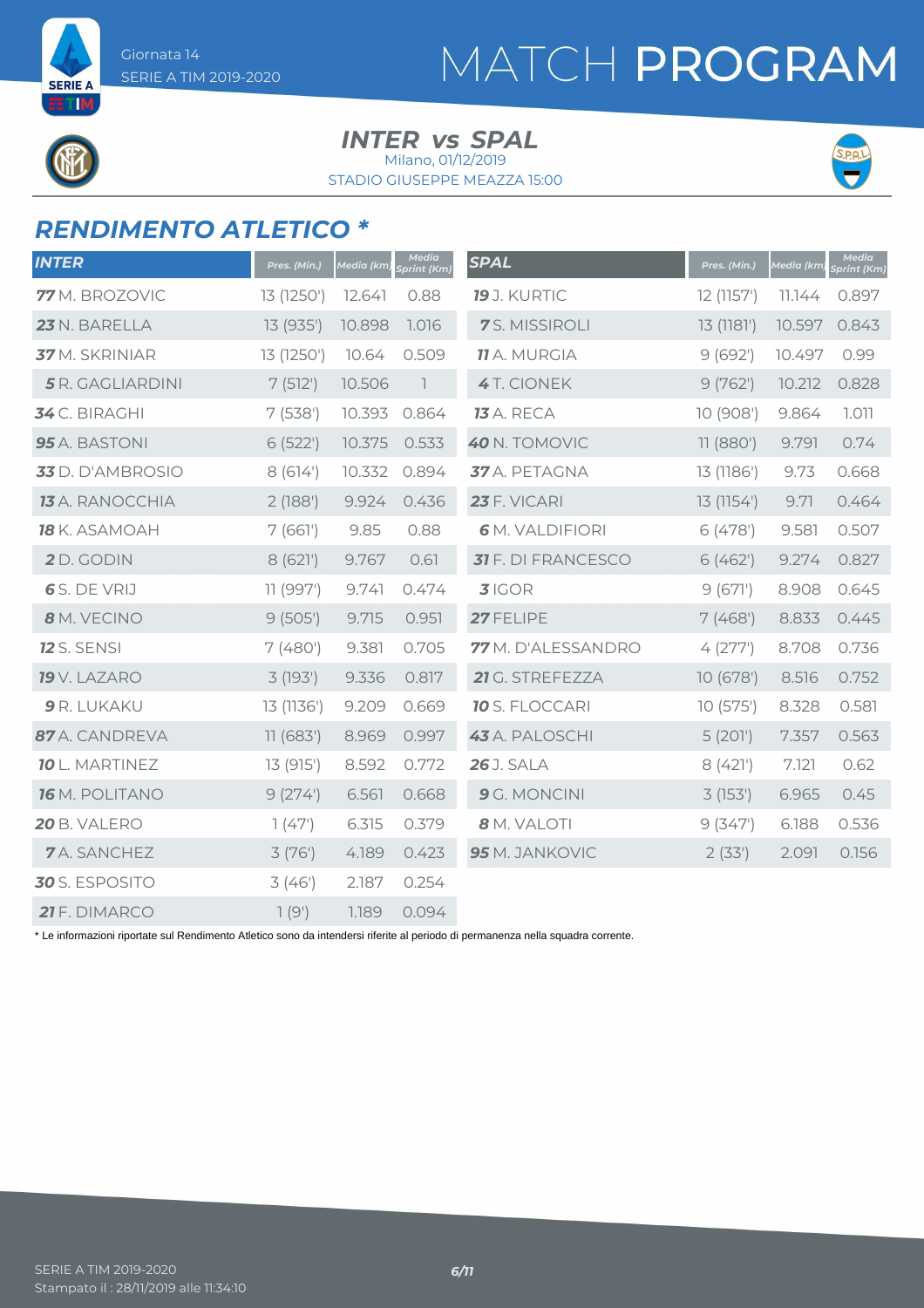# MATCH PROGRAM

Giornata 14
SERIE A TIM 2019-2020

## INTER vs SPAL

Milano, 01/12/2019
STADIO GIUSEPPE MEAZZA 15:00

## RENDIMENTO ATLETICO *

| INTER | Pres. (Min.) | Media (km) | Media Sprint (Km) |
|---|---|---|---|
| **77** M. BROZOVIC | 13 (1250') | 12.641 | 0.88 |
| **23** N. BARELLA | 13 (935') | 10.898 | 1.016 |
| **37** M. SKRINIAR | 13 (1250') | 10.64 | 0.509 |
| **5** R. GAGLIARDINI | 7 (512') | 10.506 | 1 |
| **34** C. BIRAGHI | 7 (538') | 10.393 | 0.864 |
| **95** A. BASTONI | 6 (522') | 10.375 | 0.533 |
| **33** D. D'AMBROSIO | 8 (614') | 10.332 | 0.894 |
| **13** A. RANOCCHIA | 2 (188') | 9.924 | 0.436 |
| **18** K. ASAMOAH | 7 (661') | 9.85 | 0.88 |
| **2** D. GODIN | 8 (621') | 9.767 | 0.61 |
| **6** S. DE VRIJ | 11 (997') | 9.741 | 0.474 |
| **8** M. VECINO | 9 (505') | 9.715 | 0.951 |
| **12** S. SENSI | 7 (480') | 9.381 | 0.705 |
| **19** V. LAZARO | 3 (193') | 9.336 | 0.817 |
| **9** R. LUKAKU | 13 (1136') | 9.209 | 0.669 |
| **87** A. CANDREVA | 11 (683') | 8.969 | 0.997 |
| **10** L. MARTINEZ | 13 (915') | 8.592 | 0.772 |
| **16** M. POLITANO | 9 (274') | 6.561 | 0.668 |
| **20** B. VALERO | 1 (47') | 6.315 | 0.379 |
| **7** A. SANCHEZ | 3 (76') | 4.189 | 0.423 |
| **30** S. ESPOSITO | 3 (46') | 2.187 | 0.254 |
| **21** F. DIMARCO | 1 (9') | 1.189 | 0.094 |

| SPAL | Pres. (Min.) | Media (km) | Media Sprint (Km) |
|---|---|---|---|
| **19** J. KURTIC | 12 (1157') | 11.144 | 0.897 |
| **7** S. MISSIROLI | 13 (1181') | 10.597 | 0.843 |
| **11** A. MURGIA | 9 (692') | 10.497 | 0.99 |
| **4** T. CIONEK | 9 (762') | 10.212 | 0.828 |
| **13** A. RECA | 10 (908') | 9.864 | 1.011 |
| **40** N. TOMOVIC | 11 (880') | 9.791 | 0.74 |
| **37** A. PETAGNA | 13 (1186') | 9.73 | 0.668 |
| **23** F. VICARI | 13 (1154') | 9.71 | 0.464 |
| **6** M. VALDIFIORI | 6 (478') | 9.581 | 0.507 |
| **31** F. DI FRANCESCO | 6 (462') | 9.274 | 0.827 |
| **3** IGOR | 9 (671') | 8.908 | 0.645 |
| **27** FELIPE | 7 (468') | 8.833 | 0.445 |
| **77** M. D'ALESSANDRO | 4 (277') | 8.708 | 0.736 |
| **21** G. STREFEZZA | 10 (678') | 8.516 | 0.752 |
| **10** S. FLOCCARI | 10 (575') | 8.328 | 0.581 |
| **43** A. PALOSCHI | 5 (201') | 7.357 | 0.563 |
| **26** J. SALA | 8 (421') | 7.121 | 0.62 |
| **9** G. MONCINI | 3 (153') | 6.965 | 0.45 |
| **8** M. VALOTI | 9 (347') | 6.188 | 0.536 |
| **95** M. JANKOVIC | 2 (33') | 2.091 | 0.156 |

* Le informazioni riportate sul Rendimento Atletico sono da intendersi riferite al periodo di permanenza nella squadra corrente.

SERIE A TIM 2019-2020
Stampato il : 28/11/2019 alle 11:34:10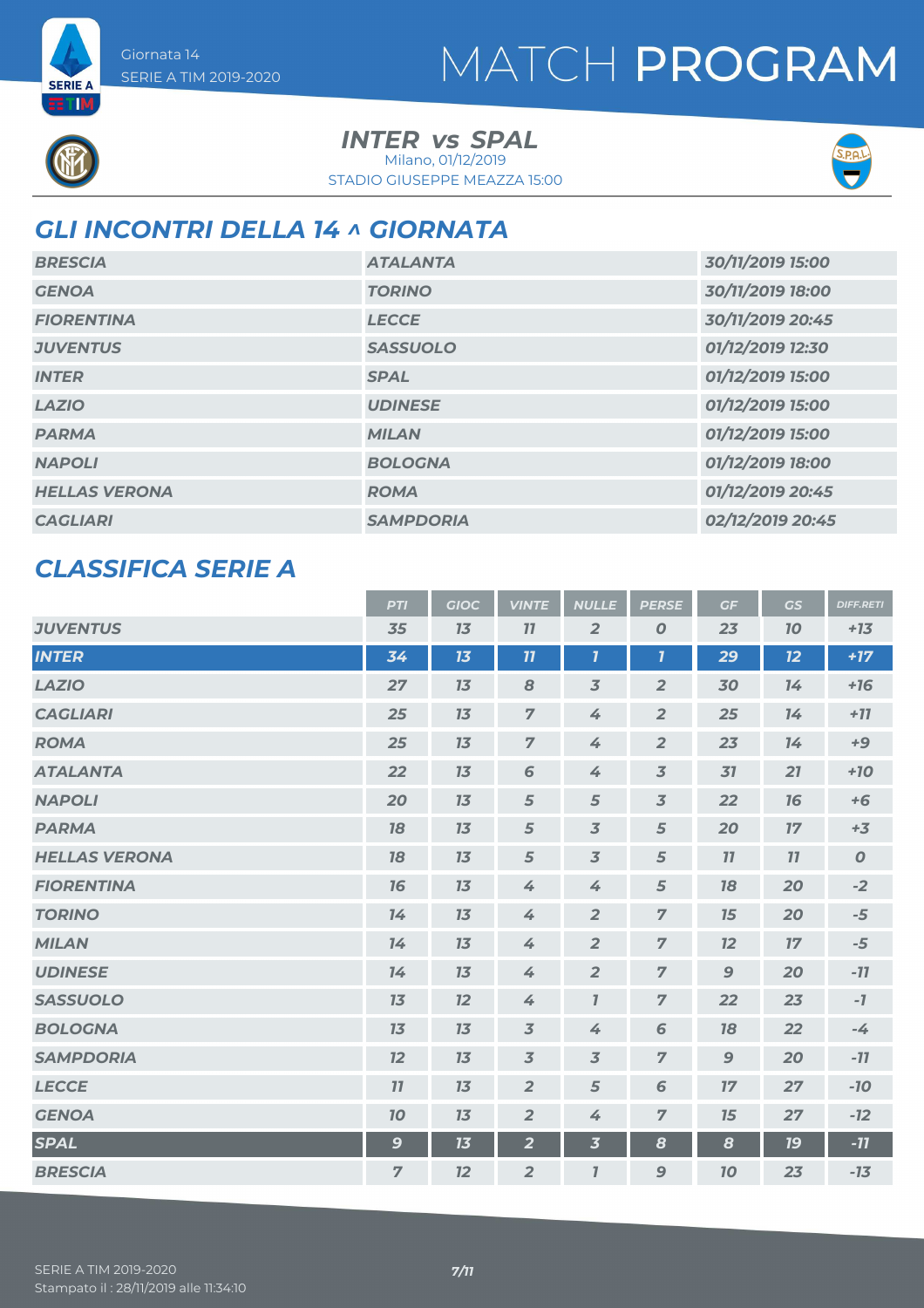Giornata 14
SERIE A TIM 2019-2020

# MATCH PROGRAM

## INTER vs SPAL

Milano, 01/12/2019
STADIO GIUSEPPE MEAZZA 15:00

## GLI INCONTRI DELLA 14 ^ GIORNATA

| | | |
|---|---|---|
| BRESCIA | ATALANTA | 30/11/2019 15:00 |
| GENOA | TORINO | 30/11/2019 18:00 |
| FIORENTINA | LECCE | 30/11/2019 20:45 |
| JUVENTUS | SASSUOLO | 01/12/2019 12:30 |
| INTER | SPAL | 01/12/2019 15:00 |
| LAZIO | UDINESE | 01/12/2019 15:00 |
| PARMA | MILAN | 01/12/2019 15:00 |
| NAPOLI | BOLOGNA | 01/12/2019 18:00 |
| HELLAS VERONA | ROMA | 01/12/2019 20:45 |
| CAGLIARI | SAMPDORIA | 02/12/2019 20:45 |

## CLASSIFICA SERIE A

| | PTI | GIOC | VINTE | NULLE | PERSE | GF | GS | DIFF.RETI |
|---|---|---|---|---|---|---|---|---|
| JUVENTUS | 35 | 13 | 11 | 2 | 0 | 23 | 10 | +13 |
| INTER | 34 | 13 | 11 | 1 | 1 | 29 | 12 | +17 |
| LAZIO | 27 | 13 | 8 | 3 | 2 | 30 | 14 | +16 |
| CAGLIARI | 25 | 13 | 7 | 4 | 2 | 25 | 14 | +11 |
| ROMA | 25 | 13 | 7 | 4 | 2 | 23 | 14 | +9 |
| ATALANTA | 22 | 13 | 6 | 4 | 3 | 31 | 21 | +10 |
| NAPOLI | 20 | 13 | 5 | 5 | 3 | 22 | 16 | +6 |
| PARMA | 18 | 13 | 5 | 3 | 5 | 20 | 17 | +3 |
| HELLAS VERONA | 18 | 13 | 5 | 3 | 5 | 11 | 11 | 0 |
| FIORENTINA | 16 | 13 | 4 | 4 | 5 | 18 | 20 | -2 |
| TORINO | 14 | 13 | 4 | 2 | 7 | 15 | 20 | -5 |
| MILAN | 14 | 13 | 4 | 2 | 7 | 12 | 17 | -5 |
| UDINESE | 14 | 13 | 4 | 2 | 7 | 9 | 20 | -11 |
| SASSUOLO | 13 | 12 | 4 | 1 | 7 | 22 | 23 | -1 |
| BOLOGNA | 13 | 13 | 3 | 4 | 6 | 18 | 22 | -4 |
| SAMPDORIA | 12 | 13 | 3 | 3 | 7 | 9 | 20 | -11 |
| LECCE | 11 | 13 | 2 | 5 | 6 | 17 | 27 | -10 |
| GENOA | 10 | 13 | 2 | 4 | 7 | 15 | 27 | -12 |
| SPAL | 9 | 13 | 2 | 3 | 8 | 8 | 19 | -11 |
| BRESCIA | 7 | 12 | 2 | 1 | 9 | 10 | 23 | -13 |

SERIE A TIM 2019-2020
Stampato il : 28/11/2019 alle 11:34:10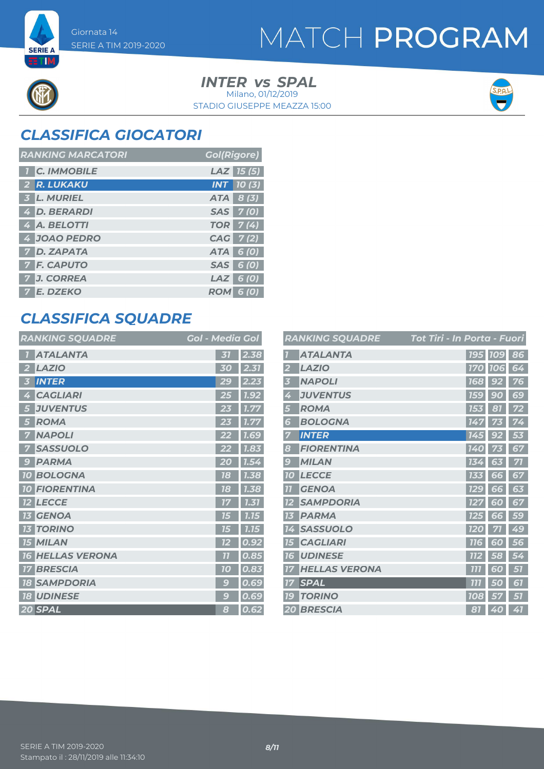Giornata 14
SERIE A TIM 2019-2020

# MATCH PROGRAM

## INTER vs SPAL

Milano, 01/12/2019
STADIO GIUSEPPE MEAZZA 15:00

## CLASSIFICA GIOCATORI

| RANKING MARCATORI | | | Gol(Rigore) |
|---|---|---|---|
| 1 | C. IMMOBILE | LAZ | 15 (5) |
| 2 | R. LUKAKU | INT | 10 (3) |
| 3 | L. MURIEL | ATA | 8 (3) |
| 4 | D. BERARDI | SAS | 7 (0) |
| 4 | A. BELOTTI | TOR | 7 (4) |
| 4 | JOAO PEDRO | CAG | 7 (2) |
| 7 | D. ZAPATA | ATA | 6 (0) |
| 7 | F. CAPUTO | SAS | 6 (0) |
| 7 | J. CORREA | LAZ | 6 (0) |
| 7 | E. DZEKO | ROM | 6 (0) |

## CLASSIFICA SQUADRE

| RANKING SQUADRE | | Gol | Media Gol |
|---|---|---|---|
| 1 | ATALANTA | 31 | 2.38 |
| 2 | LAZIO | 30 | 2.31 |
| 3 | INTER | 29 | 2.23 |
| 4 | CAGLIARI | 25 | 1.92 |
| 5 | JUVENTUS | 23 | 1.77 |
| 5 | ROMA | 23 | 1.77 |
| 7 | NAPOLI | 22 | 1.69 |
| 7 | SASSUOLO | 22 | 1.83 |
| 9 | PARMA | 20 | 1.54 |
| 10 | BOLOGNA | 18 | 1.38 |
| 10 | FIORENTINA | 18 | 1.38 |
| 12 | LECCE | 17 | 1.31 |
| 13 | GENOA | 15 | 1.15 |
| 13 | TORINO | 15 | 1.15 |
| 15 | MILAN | 12 | 0.92 |
| 16 | HELLAS VERONA | 11 | 0.85 |
| 17 | BRESCIA | 10 | 0.83 |
| 18 | SAMPDORIA | 9 | 0.69 |
| 18 | UDINESE | 9 | 0.69 |
| 20 | SPAL | 8 | 0.62 |

| RANKING SQUADRE | | Tot Tiri | In Porta | Fuori |
|---|---|---|---|---|
| 1 | ATALANTA | 195 | 109 | 86 |
| 2 | LAZIO | 170 | 106 | 64 |
| 3 | NAPOLI | 168 | 92 | 76 |
| 4 | JUVENTUS | 159 | 90 | 69 |
| 5 | ROMA | 153 | 81 | 72 |
| 6 | BOLOGNA | 147 | 73 | 74 |
| 7 | INTER | 145 | 92 | 53 |
| 8 | FIORENTINA | 140 | 73 | 67 |
| 9 | MILAN | 134 | 63 | 71 |
| 10 | LECCE | 133 | 66 | 67 |
| 11 | GENOA | 129 | 66 | 63 |
| 12 | SAMPDORIA | 127 | 60 | 67 |
| 13 | PARMA | 125 | 66 | 59 |
| 14 | SASSUOLO | 120 | 71 | 49 |
| 15 | CAGLIARI | 116 | 60 | 56 |
| 16 | UDINESE | 112 | 58 | 54 |
| 17 | HELLAS VERONA | 111 | 60 | 51 |
| 17 | SPAL | 111 | 50 | 61 |
| 19 | TORINO | 108 | 57 | 51 |
| 20 | BRESCIA | 81 | 40 | 41 |

SERIE A TIM 2019-2020
Stampato il : 28/11/2019 alle 11:34:10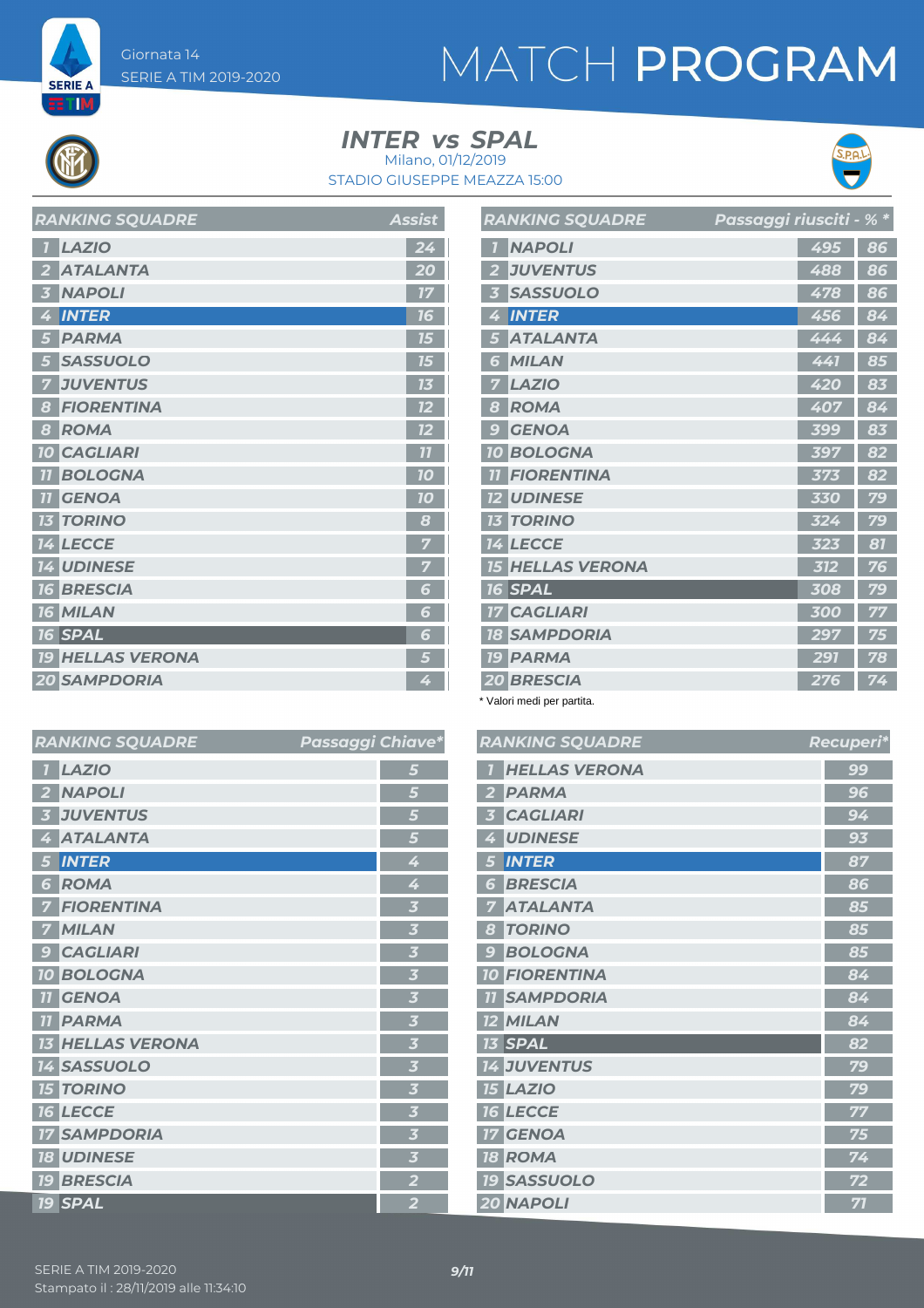Giornata 14
SERIE A TIM 2019-2020

# MATCH PROGRAM

## INTER vs SPAL

Milano, 01/12/2019
STADIO GIUSEPPE MEAZZA 15:00

| RANKING SQUADRE | | Assist |
|---|---|---|
| 1 | LAZIO | 24 |
| 2 | ATALANTA | 20 |
| 3 | NAPOLI | 17 |
| 4 | INTER | 16 |
| 5 | PARMA | 15 |
| 5 | SASSUOLO | 15 |
| 7 | JUVENTUS | 13 |
| 8 | FIORENTINA | 12 |
| 8 | ROMA | 12 |
| 10 | CAGLIARI | 11 |
| 11 | BOLOGNA | 10 |
| 11 | GENOA | 10 |
| 13 | TORINO | 8 |
| 14 | LECCE | 7 |
| 14 | UDINESE | 7 |
| 16 | BRESCIA | 6 |
| 16 | MILAN | 6 |
| 16 | SPAL | 6 |
| 19 | HELLAS VERONA | 5 |
| 20 | SAMPDORIA | 4 |

| RANKING SQUADRE | | Passaggi riusciti | % * |
|---|---|---|---|
| 1 | NAPOLI | 495 | 86 |
| 2 | JUVENTUS | 488 | 86 |
| 3 | SASSUOLO | 478 | 86 |
| 4 | INTER | 456 | 84 |
| 5 | ATALANTA | 444 | 84 |
| 6 | MILAN | 441 | 85 |
| 7 | LAZIO | 420 | 83 |
| 8 | ROMA | 407 | 84 |
| 9 | GENOA | 399 | 83 |
| 10 | BOLOGNA | 397 | 82 |
| 11 | FIORENTINA | 373 | 82 |
| 12 | UDINESE | 330 | 79 |
| 13 | TORINO | 324 | 79 |
| 14 | LECCE | 323 | 81 |
| 15 | HELLAS VERONA | 312 | 76 |
| 16 | SPAL | 308 | 79 |
| 17 | CAGLIARI | 300 | 77 |
| 18 | SAMPDORIA | 297 | 75 |
| 19 | PARMA | 291 | 78 |
| 20 | BRESCIA | 276 | 74 |

\* Valori medi per partita.

| RANKING SQUADRE | | Passaggi Chiave* |
|---|---|---|
| 1 | LAZIO | 5 |
| 2 | NAPOLI | 5 |
| 3 | JUVENTUS | 5 |
| 4 | ATALANTA | 5 |
| 5 | INTER | 4 |
| 6 | ROMA | 4 |
| 7 | FIORENTINA | 3 |
| 7 | MILAN | 3 |
| 9 | CAGLIARI | 3 |
| 10 | BOLOGNA | 3 |
| 11 | GENOA | 3 |
| 11 | PARMA | 3 |
| 13 | HELLAS VERONA | 3 |
| 14 | SASSUOLO | 3 |
| 15 | TORINO | 3 |
| 16 | LECCE | 3 |
| 17 | SAMPDORIA | 3 |
| 18 | UDINESE | 3 |
| 19 | BRESCIA | 2 |
| 19 | SPAL | 2 |

| RANKING SQUADRE | | Recuperi* |
|---|---|---|
| 1 | HELLAS VERONA | 99 |
| 2 | PARMA | 96 |
| 3 | CAGLIARI | 94 |
| 4 | UDINESE | 93 |
| 5 | INTER | 87 |
| 6 | BRESCIA | 86 |
| 7 | ATALANTA | 85 |
| 8 | TORINO | 85 |
| 9 | BOLOGNA | 85 |
| 10 | FIORENTINA | 84 |
| 11 | SAMPDORIA | 84 |
| 12 | MILAN | 84 |
| 13 | SPAL | 82 |
| 14 | JUVENTUS | 79 |
| 15 | LAZIO | 79 |
| 16 | LECCE | 77 |
| 17 | GENOA | 75 |
| 18 | ROMA | 74 |
| 19 | SASSUOLO | 72 |
| 20 | NAPOLI | 71 |

SERIE A TIM 2019-2020
Stampato il : 28/11/2019 alle 11:34:10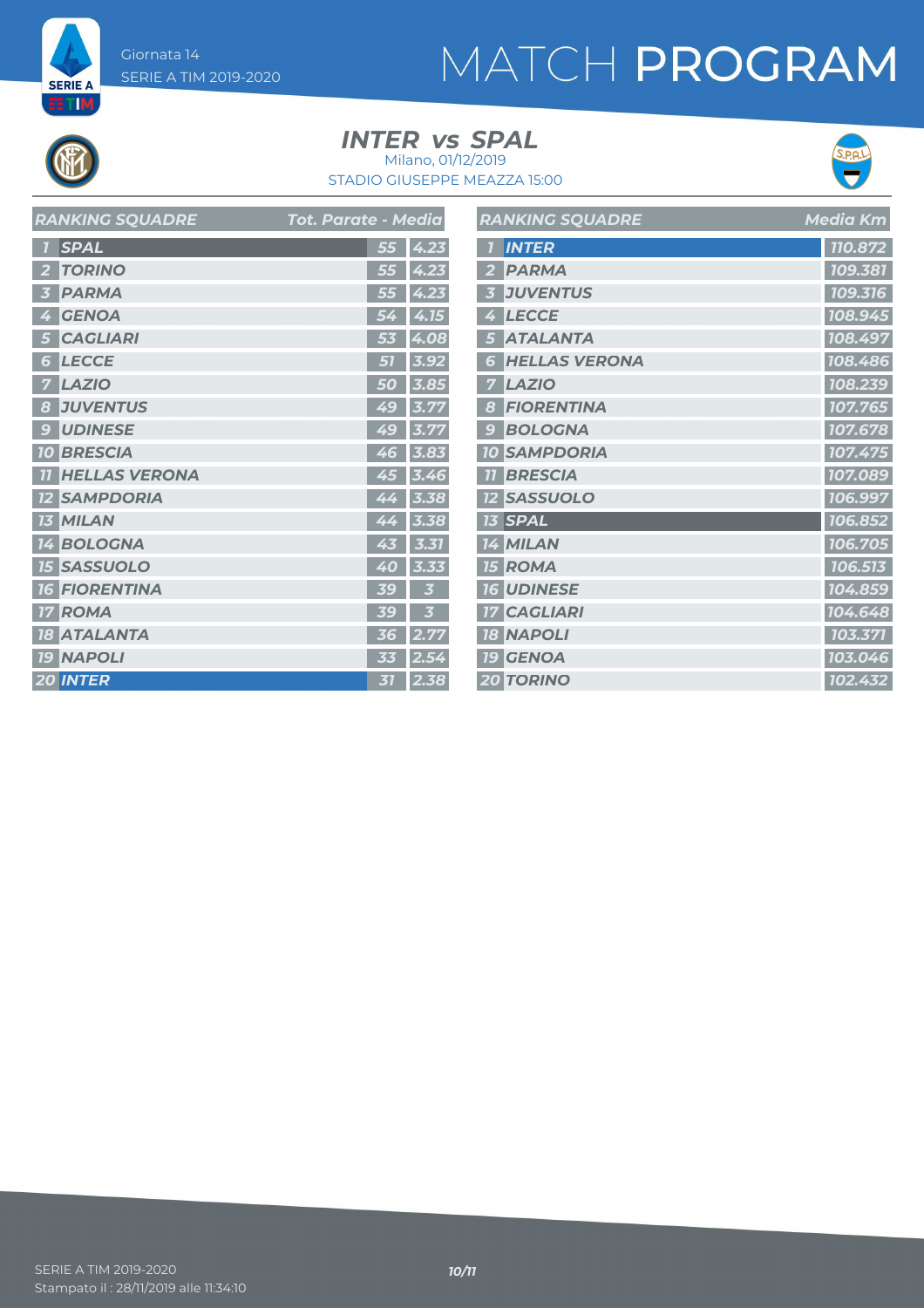Giornata 14
SERIE A TIM 2019-2020

# MATCH PROGRAM

## INTER vs SPAL

Milano, 01/12/2019
STADIO GIUSEPPE MEAZZA 15:00

| RANKING SQUADRE | | Tot. Parate | Media |
|---|---|---|---|
| 1 | SPAL | 55 | 4.23 |
| 2 | TORINO | 55 | 4.23 |
| 3 | PARMA | 55 | 4.23 |
| 4 | GENOA | 54 | 4.15 |
| 5 | CAGLIARI | 53 | 4.08 |
| 6 | LECCE | 51 | 3.92 |
| 7 | LAZIO | 50 | 3.85 |
| 8 | JUVENTUS | 49 | 3.77 |
| 9 | UDINESE | 49 | 3.77 |
| 10 | BRESCIA | 46 | 3.83 |
| 11 | HELLAS VERONA | 45 | 3.46 |
| 12 | SAMPDORIA | 44 | 3.38 |
| 13 | MILAN | 44 | 3.38 |
| 14 | BOLOGNA | 43 | 3.31 |
| 15 | SASSUOLO | 40 | 3.33 |
| 16 | FIORENTINA | 39 | 3 |
| 17 | ROMA | 39 | 3 |
| 18 | ATALANTA | 36 | 2.77 |
| 19 | NAPOLI | 33 | 2.54 |
| 20 | INTER | 31 | 2.38 |

| RANKING SQUADRE | | Media Km |
|---|---|---|
| 1 | INTER | 110.872 |
| 2 | PARMA | 109.381 |
| 3 | JUVENTUS | 109.316 |
| 4 | LECCE | 108.945 |
| 5 | ATALANTA | 108.497 |
| 6 | HELLAS VERONA | 108.486 |
| 7 | LAZIO | 108.239 |
| 8 | FIORENTINA | 107.765 |
| 9 | BOLOGNA | 107.678 |
| 10 | SAMPDORIA | 107.475 |
| 11 | BRESCIA | 107.089 |
| 12 | SASSUOLO | 106.997 |
| 13 | SPAL | 106.852 |
| 14 | MILAN | 106.705 |
| 15 | ROMA | 106.513 |
| 16 | UDINESE | 104.859 |
| 17 | CAGLIARI | 104.648 |
| 18 | NAPOLI | 103.371 |
| 19 | GENOA | 103.046 |
| 20 | TORINO | 102.432 |

SERIE A TIM 2019-2020
Stampato il : 28/11/2019 alle 11:34:10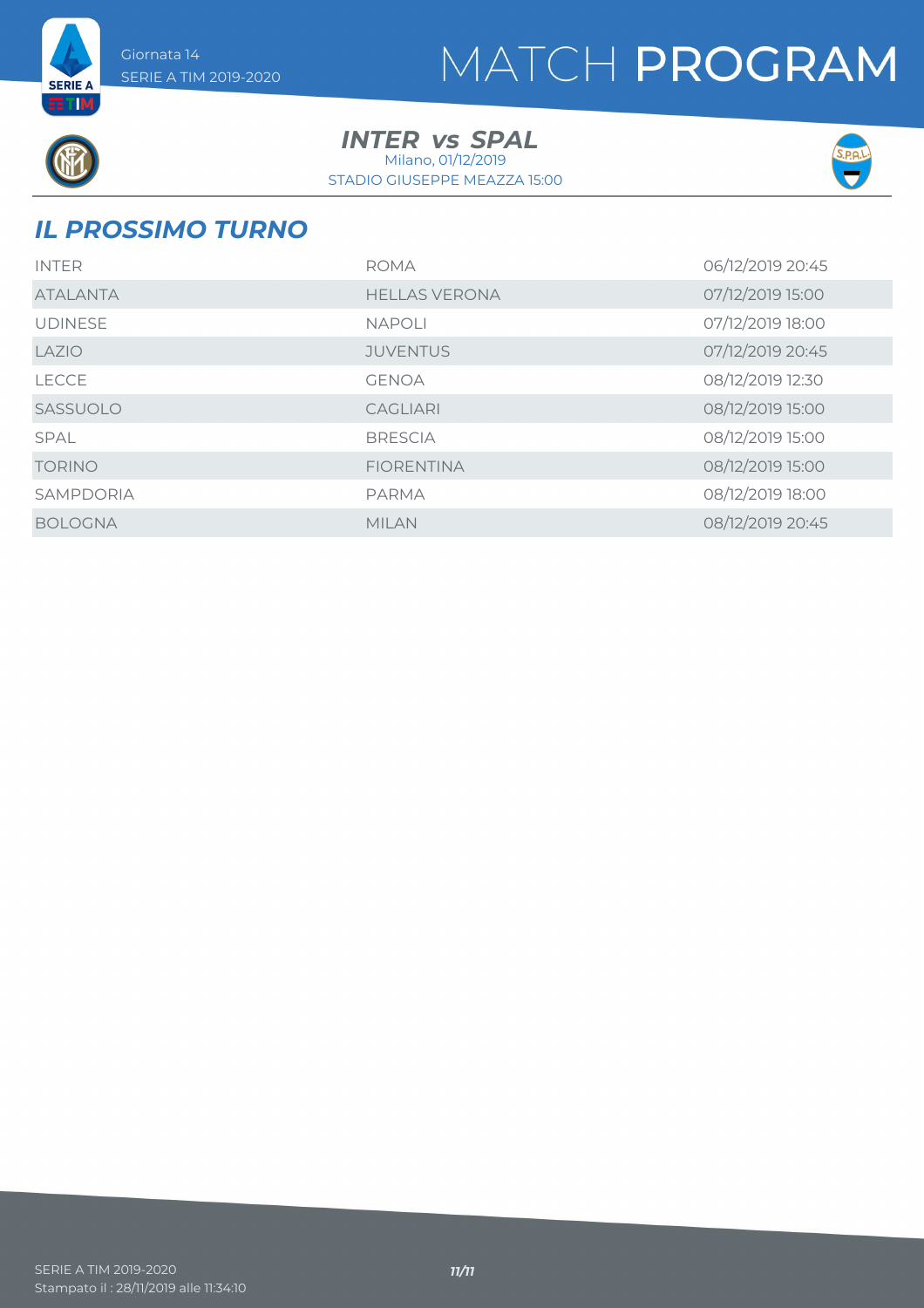# MATCH PROGRAM

Giornata 14
SERIE A TIM 2019-2020

## INTER vs SPAL

Milano, 01/12/2019
STADIO GIUSEPPE MEAZZA 15:00

## IL PROSSIMO TURNO

| | | |
|---|---|---|
| INTER | ROMA | 06/12/2019 20:45 |
| ATALANTA | HELLAS VERONA | 07/12/2019 15:00 |
| UDINESE | NAPOLI | 07/12/2019 18:00 |
| LAZIO | JUVENTUS | 07/12/2019 20:45 |
| LECCE | GENOA | 08/12/2019 12:30 |
| SASSUOLO | CAGLIARI | 08/12/2019 15:00 |
| SPAL | BRESCIA | 08/12/2019 15:00 |
| TORINO | FIORENTINA | 08/12/2019 15:00 |
| SAMPDORIA | PARMA | 08/12/2019 18:00 |
| BOLOGNA | MILAN | 08/12/2019 20:45 |

SERIE A TIM 2019-2020
Stampato il : 28/11/2019 alle 11:34:10